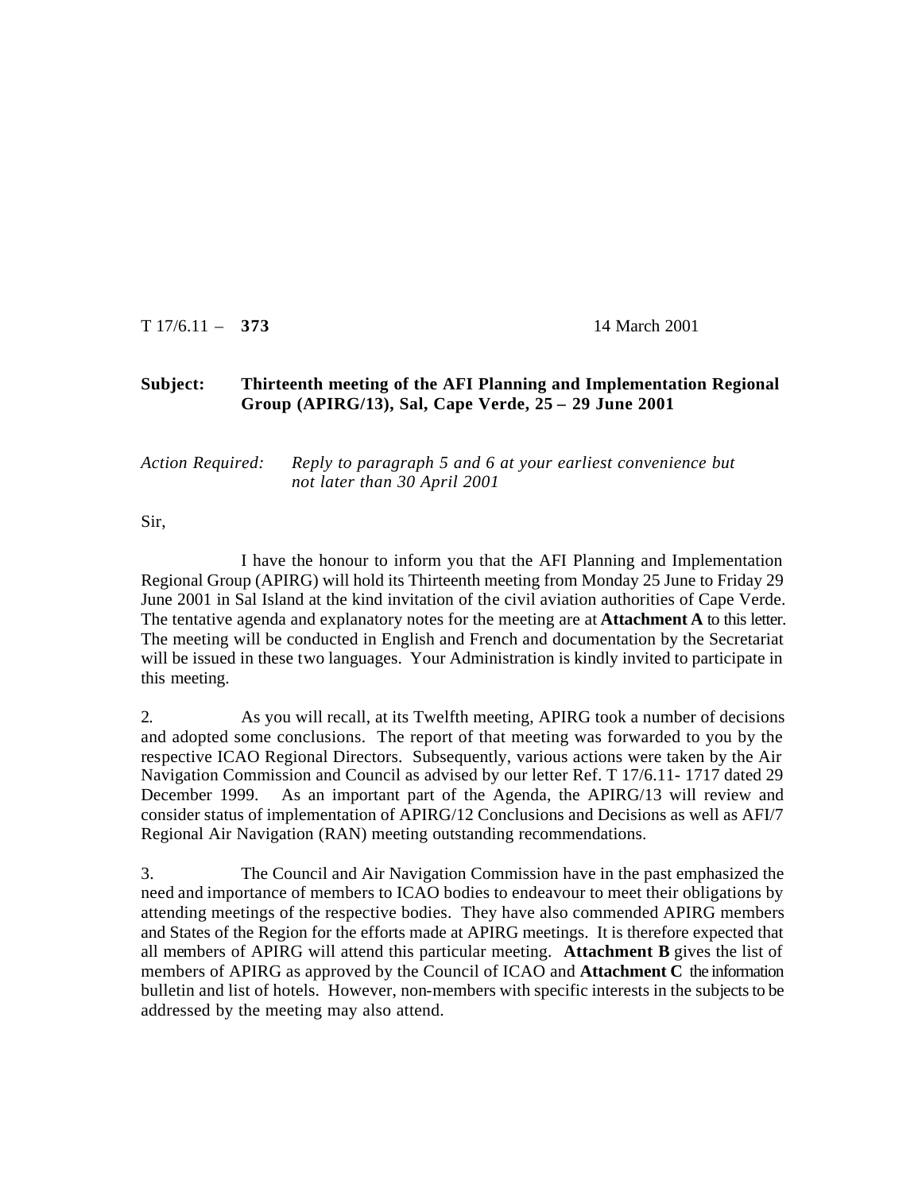T 17/6.11 – **373** 14 March 2001

**Subject: Thirteenth meeting of the AFI Planning and Implementation Regional Group (APIRG/13), Sal, Cape Verde, 25 – 29 June 2001**

*Action Required: Reply to paragraph 5 and 6 at your earliest convenience but not later than 30 April 2001*

Sir,

I have the honour to inform you that the AFI Planning and Implementation Regional Group (APIRG) will hold its Thirteenth meeting from Monday 25 June to Friday 29 June 2001 in Sal Island at the kind invitation of the civil aviation authorities of Cape Verde. The tentative agenda and explanatory notes for the meeting are at **Attachment A** to this letter. The meeting will be conducted in English and French and documentation by the Secretariat will be issued in these two languages. Your Administration is kindly invited to participate in this meeting.

2. As you will recall, at its Twelfth meeting, APIRG took a number of decisions and adopted some conclusions. The report of that meeting was forwarded to you by the respective ICAO Regional Directors. Subsequently, various actions were taken by the Air Navigation Commission and Council as advised by our letter Ref. T 17/6.11- 1717 dated 29 December 1999. As an important part of the Agenda, the APIRG/13 will review and consider status of implementation of APIRG/12 Conclusions and Decisions as well as AFI/7 Regional Air Navigation (RAN) meeting outstanding recommendations.

3. The Council and Air Navigation Commission have in the past emphasized the need and importance of members to ICAO bodies to endeavour to meet their obligations by attending meetings of the respective bodies. They have also commended APIRG members and States of the Region for the efforts made at APIRG meetings. It is therefore expected that all members of APIRG will attend this particular meeting. **Attachment B** gives the list of members of APIRG as approved by the Council of ICAO and **Attachment C** the information bulletin and list of hotels. However, non-members with specific interests in the subjects to be addressed by the meeting may also attend.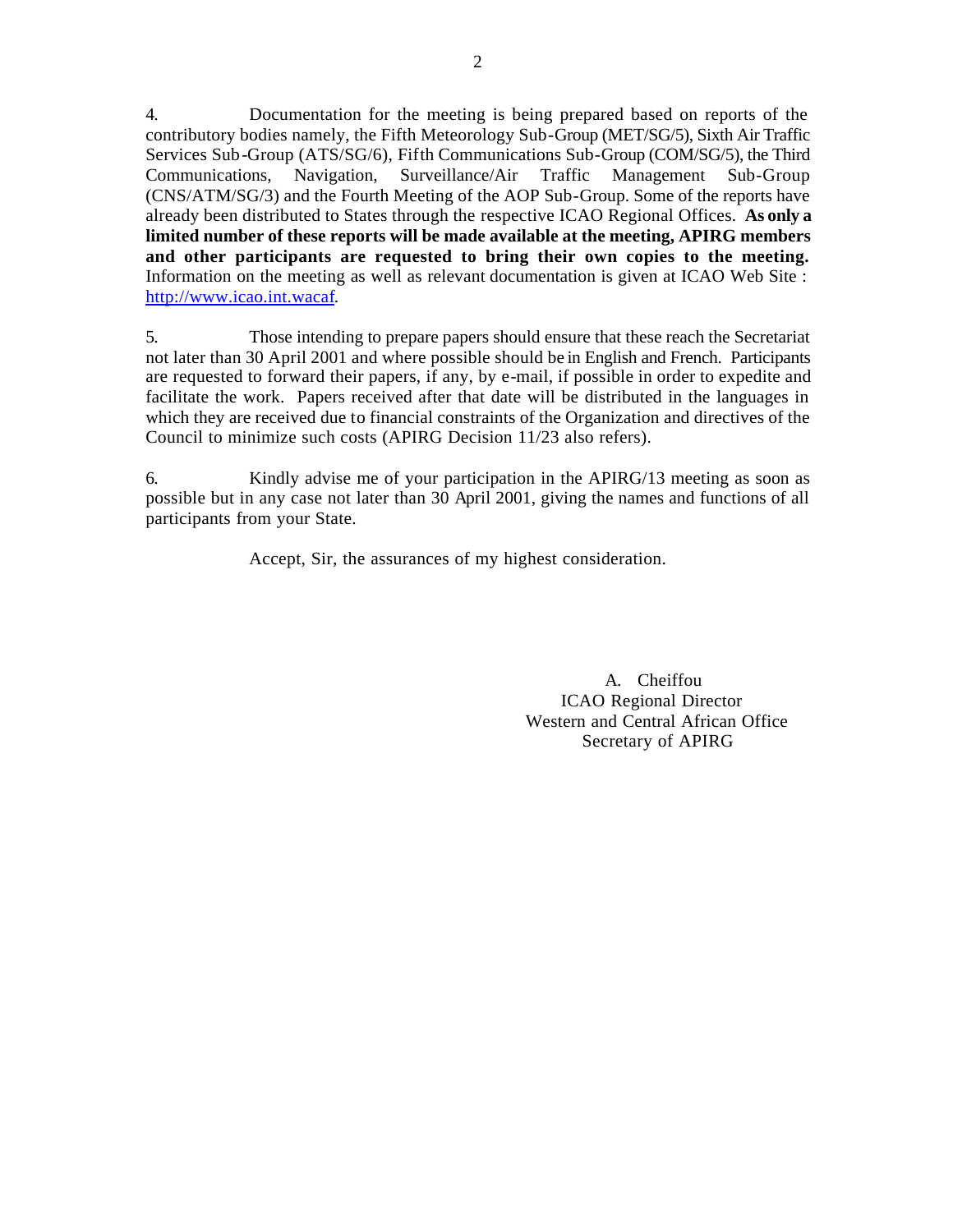4. Documentation for the meeting is being prepared based on reports of the contributory bodies namely, the Fifth Meteorology Sub-Group (MET/SG/5), Sixth Air Traffic Services Sub-Group (ATS/SG/6), Fifth Communications Sub-Group (COM/SG/5), the Third Communications, Navigation, Surveillance/Air Traffic Management Sub-Group (CNS/ATM/SG/3) and the Fourth Meeting of the AOP Sub-Group. Some of the reports have already been distributed to States through the respective ICAO Regional Offices. **As only a limited number of these reports will be made available at the meeting, APIRG members and other participants are requested to bring their own copies to the meeting.** Information on the meeting as well as relevant documentation is given at ICAO Web Site : http://www.icao.int.wacaf.

5. Those intending to prepare papers should ensure that these reach the Secretariat not later than 30 April 2001 and where possible should be in English and French. Participants are requested to forward their papers, if any, by e-mail, if possible in order to expedite and facilitate the work. Papers received after that date will be distributed in the languages in which they are received due to financial constraints of the Organization and directives of the Council to minimize such costs (APIRG Decision 11/23 also refers).

6. Kindly advise me of your participation in the APIRG/13 meeting as soon as possible but in any case not later than 30 April 2001, giving the names and functions of all participants from your State.

Accept, Sir, the assurances of my highest consideration.

A. Cheiffou
ICAO Regional Director
Western and Central African Office
Secretary of APIRG